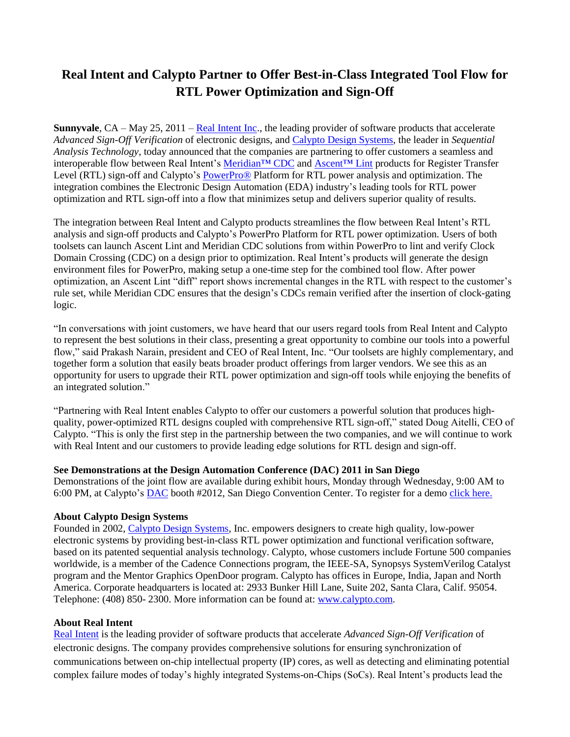# Real Intent and Calypto Partner to Offer Best-in-Class Integrated Tool Flow for RTL Power Optimization and Sign-Off

**Sunnyvale**, CA – May 25, 2011 – Real Intent Inc., the leading provider of software products that accelerate *Advanced Sign-Off Verification* of electronic designs, and Calypto Design Systems, the leader in *Sequential Analysis Technology*, today announced that the companies are partnering to offer customers a seamless and interoperable flow between Real Intent's Meridian™ CDC and Ascent™ Lint products for Register Transfer Level (RTL) sign-off and Calypto's PowerPro® Platform for RTL power analysis and optimization. The integration combines the Electronic Design Automation (EDA) industry's leading tools for RTL power optimization and RTL sign-off into a flow that minimizes setup and delivers superior quality of results.

The integration between Real Intent and Calypto products streamlines the flow between Real Intent's RTL analysis and sign-off products and Calypto's PowerPro Platform for RTL power optimization. Users of both toolsets can launch Ascent Lint and Meridian CDC solutions from within PowerPro to lint and verify Clock Domain Crossing (CDC) on a design prior to optimization. Real Intent's products will generate the design environment files for PowerPro, making setup a one-time step for the combined tool flow. After power optimization, an Ascent Lint "diff" report shows incremental changes in the RTL with respect to the customer's rule set, while Meridian CDC ensures that the design's CDCs remain verified after the insertion of clock-gating logic.

"In conversations with joint customers, we have heard that our users regard tools from Real Intent and Calypto to represent the best solutions in their class, presenting a great opportunity to combine our tools into a powerful flow," said Prakash Narain, president and CEO of Real Intent, Inc. "Our toolsets are highly complementary, and together form a solution that easily beats broader product offerings from larger vendors. We see this as an opportunity for users to upgrade their RTL power optimization and sign-off tools while enjoying the benefits of an integrated solution."

"Partnering with Real Intent enables Calypto to offer our customers a powerful solution that produces high-quality, power-optimized RTL designs coupled with comprehensive RTL sign-off," stated Doug Aitelli, CEO of Calypto. "This is only the first step in the partnership between the two companies, and we will continue to work with Real Intent and our customers to provide leading edge solutions for RTL design and sign-off.

**See Demonstrations at the Design Automation Conference (DAC) 2011 in San Diego**

Demonstrations of the joint flow are available during exhibit hours, Monday through Wednesday, 9:00 AM to 6:00 PM, at Calypto's DAC booth #2012, San Diego Convention Center. To register for a demo click here.

**About Calypto Design Systems**

Founded in 2002, Calypto Design Systems, Inc. empowers designers to create high quality, low-power electronic systems by providing best-in-class RTL power optimization and functional verification software, based on its patented sequential analysis technology. Calypto, whose customers include Fortune 500 companies worldwide, is a member of the Cadence Connections program, the IEEE-SA, Synopsys SystemVerilog Catalyst program and the Mentor Graphics OpenDoor program. Calypto has offices in Europe, India, Japan and North America. Corporate headquarters is located at: 2933 Bunker Hill Lane, Suite 202, Santa Clara, Calif. 95054. Telephone: (408) 850- 2300. More information can be found at: www.calypto.com.

**About Real Intent**

Real Intent is the leading provider of software products that accelerate *Advanced Sign-Off Verification* of electronic designs. The company provides comprehensive solutions for ensuring synchronization of communications between on-chip intellectual property (IP) cores, as well as detecting and eliminating potential complex failure modes of today's highly integrated Systems-on-Chips (SoCs). Real Intent's products lead the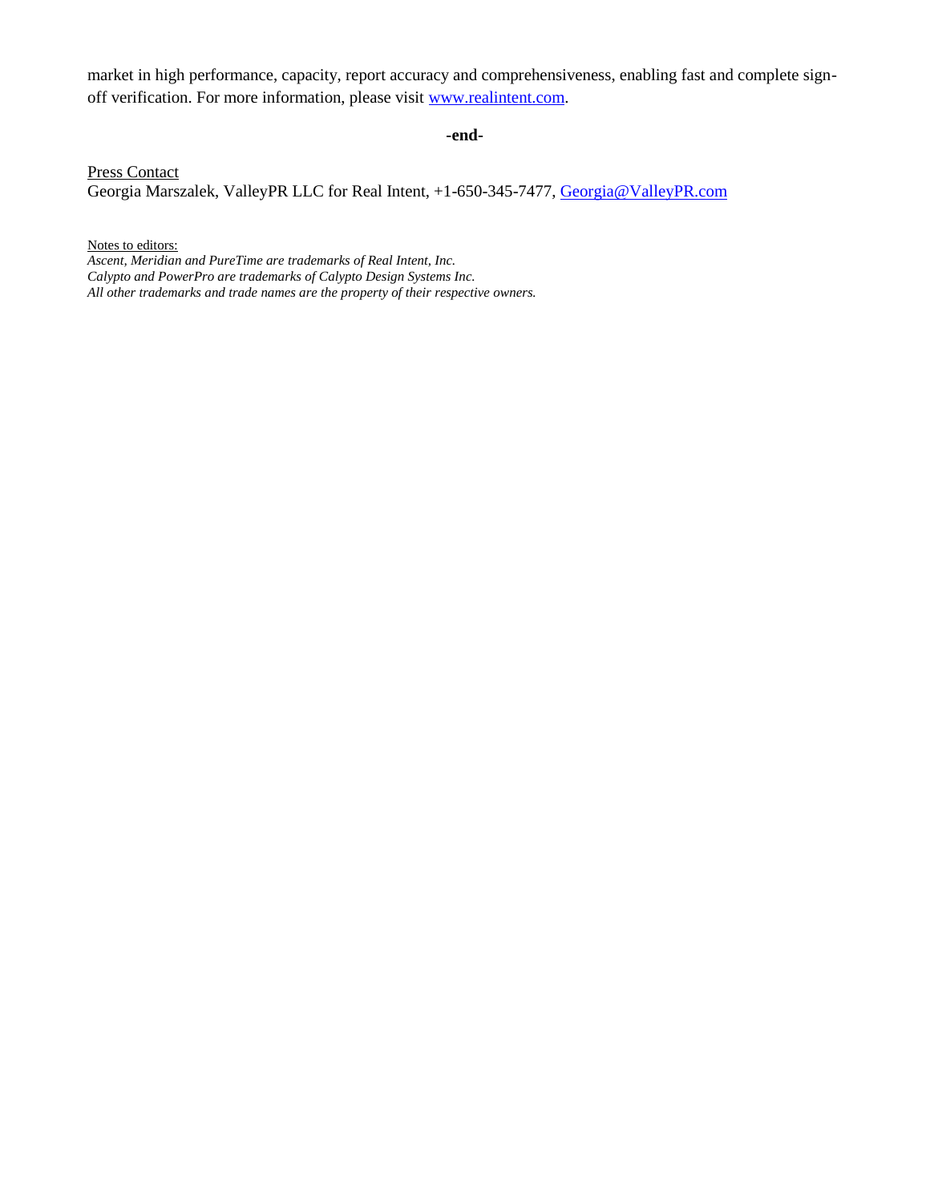market in high performance, capacity, report accuracy and comprehensiveness, enabling fast and complete sign-off verification. For more information, please visit [www.realintent.com](http://www.realintent.com).

**-end-**

Press Contact
Georgia Marszalek, ValleyPR LLC for Real Intent, +1-650-345-7477, [Georgia@ValleyPR.com](mailto:Georgia@ValleyPR.com)

Notes to editors:
*Ascent, Meridian and PureTime are trademarks of Real Intent, Inc.*
*Calypto and PowerPro are trademarks of Calypto Design Systems Inc.*
*All other trademarks and trade names are the property of their respective owners.*